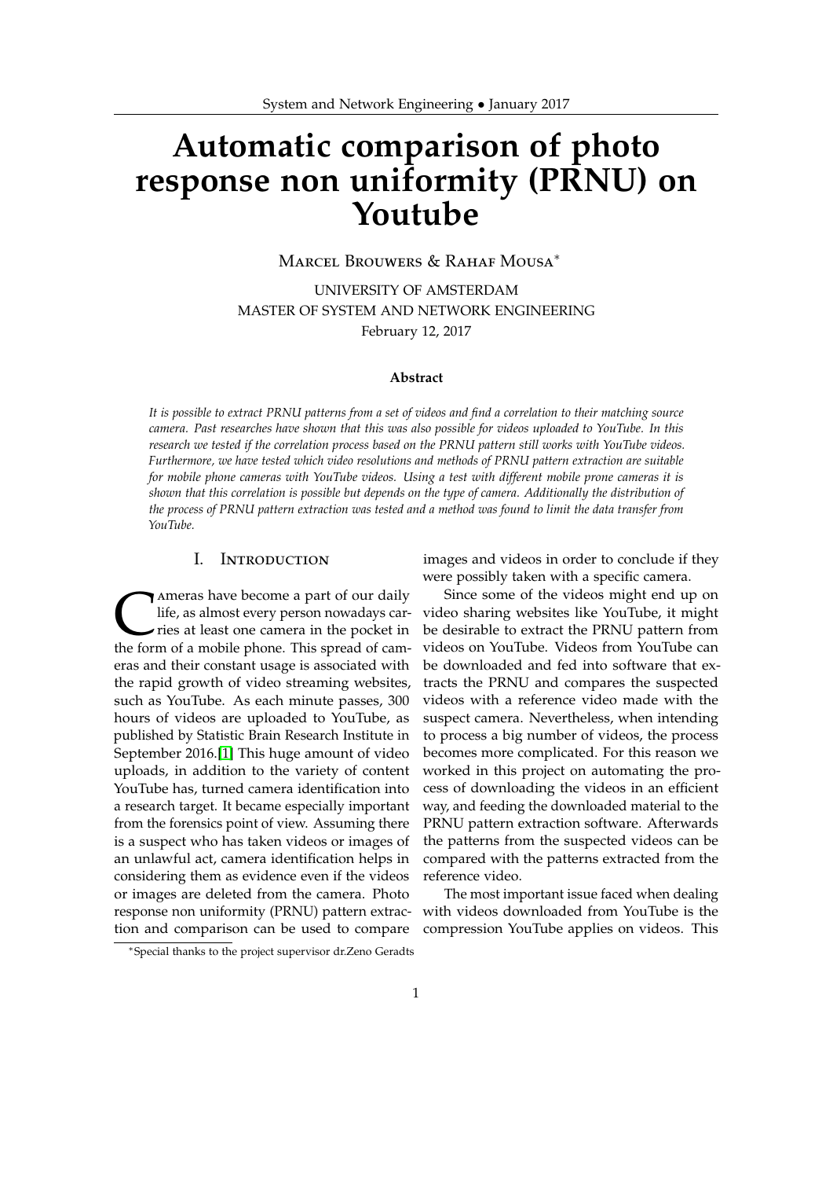# Automatic comparison of photo response non uniformity (PRNU) on Youtube

Marcel Brouwers & Rahaf Mousa*

UNIVERSITY OF AMSTERDAM
MASTER OF SYSTEM AND NETWORK ENGINEERING
February 12, 2017

**Abstract**

*It is possible to extract PRNU patterns from a set of videos and find a correlation to their matching source camera. Past researches have shown that this was also possible for videos uploaded to YouTube. In this research we tested if the correlation process based on the PRNU pattern still works with YouTube videos. Furthermore, we have tested which video resolutions and methods of PRNU pattern extraction are suitable for mobile phone cameras with YouTube videos. Using a test with different mobile prone cameras it is shown that this correlation is possible but depends on the type of camera. Additionally the distribution of the process of PRNU pattern extraction was tested and a method was found to limit the data transfer from YouTube.*

## I. Introduction

Cameras have become a part of our daily life, as almost every person nowadays carries at least one camera in the pocket in the form of a mobile phone. This spread of cameras and their constant usage is associated with the rapid growth of video streaming websites, such as YouTube. As each minute passes, 300 hours of videos are uploaded to YouTube, as published by Statistic Brain Research Institute in September 2016.[1] This huge amount of video uploads, in addition to the variety of content YouTube has, turned camera identification into a research target. It became especially important from the forensics point of view. Assuming there is a suspect who has taken videos or images of an unlawful act, camera identification helps in considering them as evidence even if the videos or images are deleted from the camera. Photo response non uniformity (PRNU) pattern extraction and comparison can be used to compare images and videos in order to conclude if they were possibly taken with a specific camera.

Since some of the videos might end up on video sharing websites like YouTube, it might be desirable to extract the PRNU pattern from videos on YouTube. Videos from YouTube can be downloaded and fed into software that extracts the PRNU and compares the suspected videos with a reference video made with the suspect camera. Nevertheless, when intending to process a big number of videos, the process becomes more complicated. For this reason we worked in this project on automating the process of downloading the videos in an efficient way, and feeding the downloaded material to the PRNU pattern extraction software. Afterwards the patterns from the suspected videos can be compared with the patterns extracted from the reference video.

The most important issue faced when dealing with videos downloaded from YouTube is the compression YouTube applies on videos. This

*Special thanks to the project supervisor dr.Zeno Geradts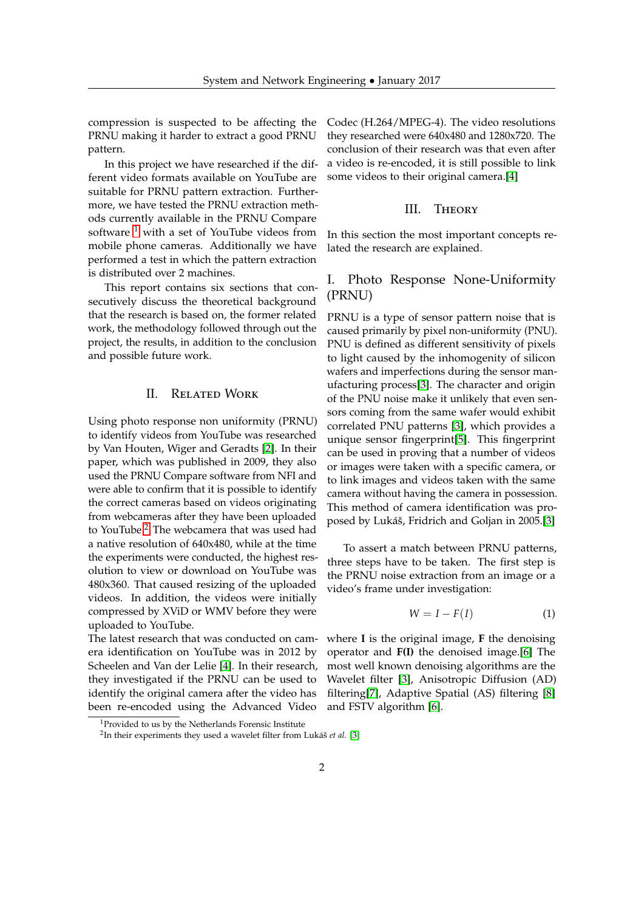compression is suspected to be affecting the PRNU making it harder to extract a good PRNU pattern.

In this project we have researched if the different video formats available on YouTube are suitable for PRNU pattern extraction. Furthermore, we have tested the PRNU extraction methods currently available in the PRNU Compare software [1] with a set of YouTube videos from mobile phone cameras. Additionally we have performed a test in which the pattern extraction is distributed over 2 machines.

This report contains six sections that consecutively discuss the theoretical background that the research is based on, the former related work, the methodology followed through out the project, the results, in addition to the conclusion and possible future work.

## II. Related Work

Using photo response non uniformity (PRNU) to identify videos from YouTube was researched by Van Houten, Wiger and Geradts [2]. In their paper, which was published in 2009, they also used the PRNU Compare software from NFI and were able to confirm that it is possible to identify the correct cameras based on videos originating from webcameras after they have been uploaded to YouTube.[2] The webcamera that was used had a native resolution of 640x480, while at the time the experiments were conducted, the highest resolution to view or download on YouTube was 480x360. That caused resizing of the uploaded videos. In addition, the videos were initially compressed by XViD or WMV before they were uploaded to YouTube.

The latest research that was conducted on camera identification on YouTube was in 2012 by Scheelen and Van der Lelie [4]. In their research, they investigated if the PRNU can be used to identify the original camera after the video has been re-encoded using the Advanced Video Codec (H.264/MPEG-4). The video resolutions they researched were 640x480 and 1280x720. The conclusion of their research was that even after a video is re-encoded, it is still possible to link some videos to their original camera.[4]

## III. Theory

In this section the most important concepts related the research are explained.

### I. Photo Response None-Uniformity (PRNU)

PRNU is a type of sensor pattern noise that is caused primarily by pixel non-uniformity (PNU). PNU is defined as different sensitivity of pixels to light caused by the inhomogenity of silicon wafers and imperfections during the sensor manufacturing process[3]. The character and origin of the PNU noise make it unlikely that even sensors coming from the same wafer would exhibit correlated PNU patterns [3], which provides a unique sensor fingerprint[5]. This fingerprint can be used in proving that a number of videos or images were taken with a specific camera, or to link images and videos taken with the same camera without having the camera in possession. This method of camera identification was proposed by Lukáš, Fridrich and Goljan in 2005.[3]

To assert a match between PRNU patterns, three steps have to be taken. The first step is the PRNU noise extraction from an image or a video's frame under investigation:

$$W = I - F(I) \tag{1}$$

where **I** is the original image, **F** the denoising operator and **F(I)** the denoised image.[6] The most well known denoising algorithms are the Wavelet filter [3], Anisotropic Diffusion (AD) filtering[7], Adaptive Spatial (AS) filtering [8] and FSTV algorithm [6].

[1] Provided to us by the Netherlands Forensic Institute

[2] In their experiments they used a wavelet filter from Lukáš *et al.* [3]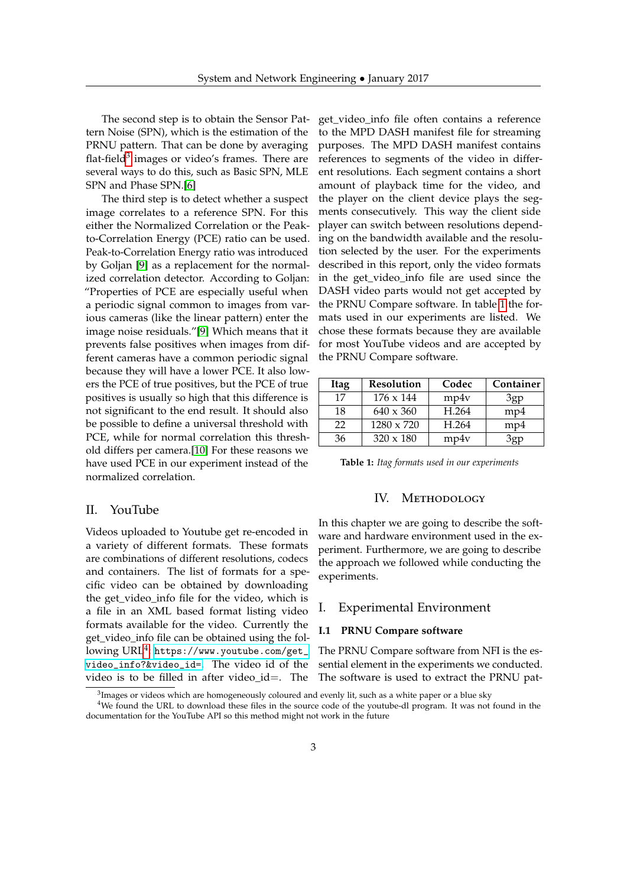The second step is to obtain the Sensor Pattern Noise (SPN), which is the estimation of the PRNU pattern. That can be done by averaging flat-field[3] images or video's frames. There are several ways to do this, such as Basic SPN, MLE SPN and Phase SPN.[6]

The third step is to detect whether a suspect image correlates to a reference SPN. For this either the Normalized Correlation or the Peak-to-Correlation Energy (PCE) ratio can be used. Peak-to-Correlation Energy ratio was introduced by Goljan [9] as a replacement for the normalized correlation detector. According to Goljan: "Properties of PCE are especially useful when a periodic signal common to images from various cameras (like the linear pattern) enter the image noise residuals."[9] Which means that it prevents false positives when images from different cameras have a common periodic signal because they will have a lower PCE. It also lowers the PCE of true positives, but the PCE of true positives is usually so high that this difference is not significant to the end result. It should also be possible to define a universal threshold with PCE, while for normal correlation this threshold differs per camera.[10] For these reasons we have used PCE in our experiment instead of the normalized correlation.

## II. YouTube

Videos uploaded to Youtube get re-encoded in a variety of different formats. These formats are combinations of different resolutions, codecs and containers. The list of formats for a specific video can be obtained by downloading the get_video_info file for the video, which is a file in an XML based format listing video formats available for the video. Currently the get_video_info file can be obtained using the following URL[4]: `https://www.youtube.com/get_video_info?&video_id=`. The video id of the video is to be filled in after video_id=. The get_video_info file often contains a reference to the MPD DASH manifest file for streaming purposes. The MPD DASH manifest contains references to segments of the video in different resolutions. Each segment contains a short amount of playback time for the video, and the player on the client device plays the segments consecutively. This way the client side player can switch between resolutions depending on the bandwidth available and the resolution selected by the user. For the experiments described in this report, only the video formats in the get_video_info file are used since the DASH video parts would not get accepted by the PRNU Compare software. In table 1 the formats used in our experiments are listed. We chose these formats because they are available for most YouTube videos and are accepted by the PRNU Compare software.

| Itag | Resolution | Codec | Container |
|---|---|---|---|
| 17 | 176 x 144 | mp4v | 3gp |
| 18 | 640 x 360 | H.264 | mp4 |
| 22 | 1280 x 720 | H.264 | mp4 |
| 36 | 320 x 180 | mp4v | 3gp |

**Table 1:** *Itag formats used in our experiments*

# IV. Methodology

In this chapter we are going to describe the software and hardware environment used in the experiment. Furthermore, we are going to describe the approach we followed while conducting the experiments.

## I. Experimental Environment

### I.1 PRNU Compare software

The PRNU Compare software from NFI is the essential element in the experiments we conducted. The software is used to extract the PRNU pat-

[3] Images or videos which are homogeneously coloured and evenly lit, such as a white paper or a blue sky

[4] We found the URL to download these files in the source code of the youtube-dl program. It was not found in the documentation for the YouTube API so this method might not work in the future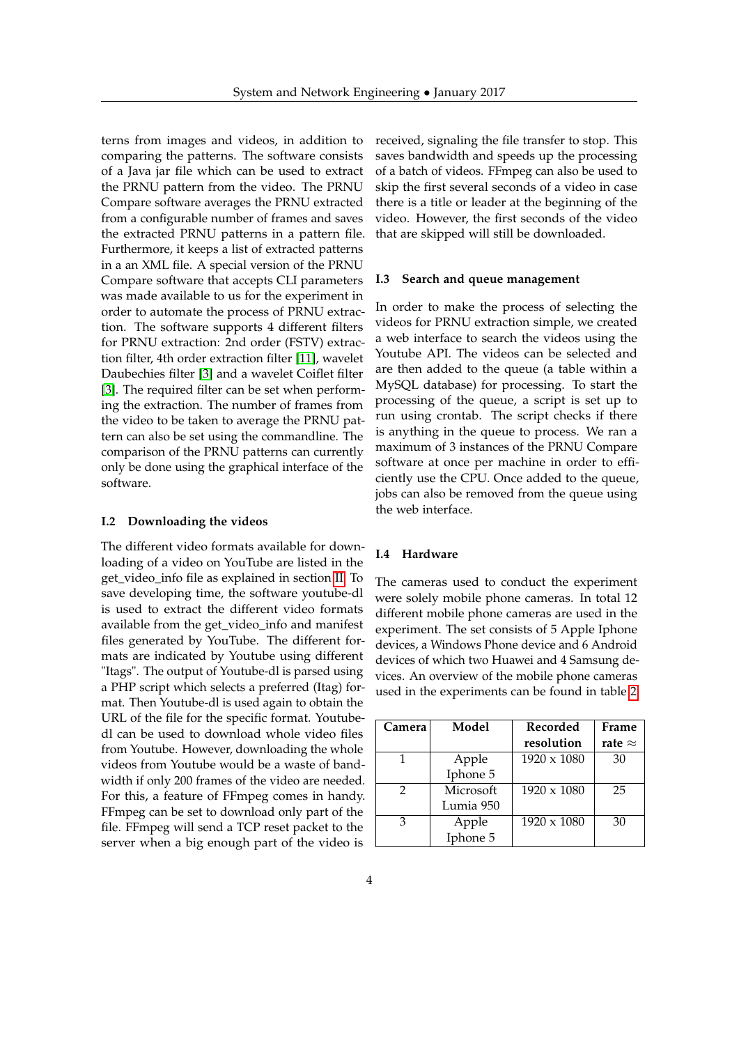terns from images and videos, in addition to comparing the patterns. The software consists of a Java jar file which can be used to extract the PRNU pattern from the video. The PRNU Compare software averages the PRNU extracted from a configurable number of frames and saves the extracted PRNU patterns in a pattern file. Furthermore, it keeps a list of extracted patterns in a an XML file. A special version of the PRNU Compare software that accepts CLI parameters was made available to us for the experiment in order to automate the process of PRNU extraction. The software supports 4 different filters for PRNU extraction: 2nd order (FSTV) extraction filter, 4th order extraction filter [11], wavelet Daubechies filter [3] and a wavelet Coiflet filter [3]. The required filter can be set when performing the extraction. The number of frames from the video to be taken to average the PRNU pattern can also be set using the commandline. The comparison of the PRNU patterns can currently only be done using the graphical interface of the software.

### I.2 Downloading the videos

The different video formats available for downloading of a video on YouTube are listed in the get_video_info file as explained in section II. To save developing time, the software youtube-dl is used to extract the different video formats available from the get_video_info and manifest files generated by YouTube. The different formats are indicated by Youtube using different "Itags". The output of Youtube-dl is parsed using a PHP script which selects a preferred (Itag) format. Then Youtube-dl is used again to obtain the URL of the file for the specific format. Youtube-dl can be used to download whole video files from Youtube. However, downloading the whole videos from Youtube would be a waste of bandwidth if only 200 frames of the video are needed. For this, a feature of FFmpeg comes in handy. FFmpeg can be set to download only part of the file. FFmpeg will send a TCP reset packet to the server when a big enough part of the video is received, signaling the file transfer to stop. This saves bandwidth and speeds up the processing of a batch of videos. FFmpeg can also be used to skip the first several seconds of a video in case there is a title or leader at the beginning of the video. However, the first seconds of the video that are skipped will still be downloaded.

### I.3 Search and queue management

In order to make the process of selecting the videos for PRNU extraction simple, we created a web interface to search the videos using the Youtube API. The videos can be selected and are then added to the queue (a table within a MySQL database) for processing. To start the processing of the queue, a script is set up to run using crontab. The script checks if there is anything in the queue to process. We ran a maximum of 3 instances of the PRNU Compare software at once per machine in order to efficiently use the CPU. Once added to the queue, jobs can also be removed from the queue using the web interface.

### I.4 Hardware

The cameras used to conduct the experiment were solely mobile phone cameras. In total 12 different mobile phone cameras are used in the experiment. The set consists of 5 Apple Iphone devices, a Windows Phone device and 6 Android devices of which two Huawei and 4 Samsung devices. An overview of the mobile phone cameras used in the experiments can be found in table 2.

| Camera | Model | Recorded resolution | Frame rate $\approx$ |
|---|---|---|---|
| 1 | Apple Iphone 5 | 1920 x 1080 | 30 |
| 2 | Microsoft Lumia 950 | 1920 x 1080 | 25 |
| 3 | Apple Iphone 5 | 1920 x 1080 | 30 |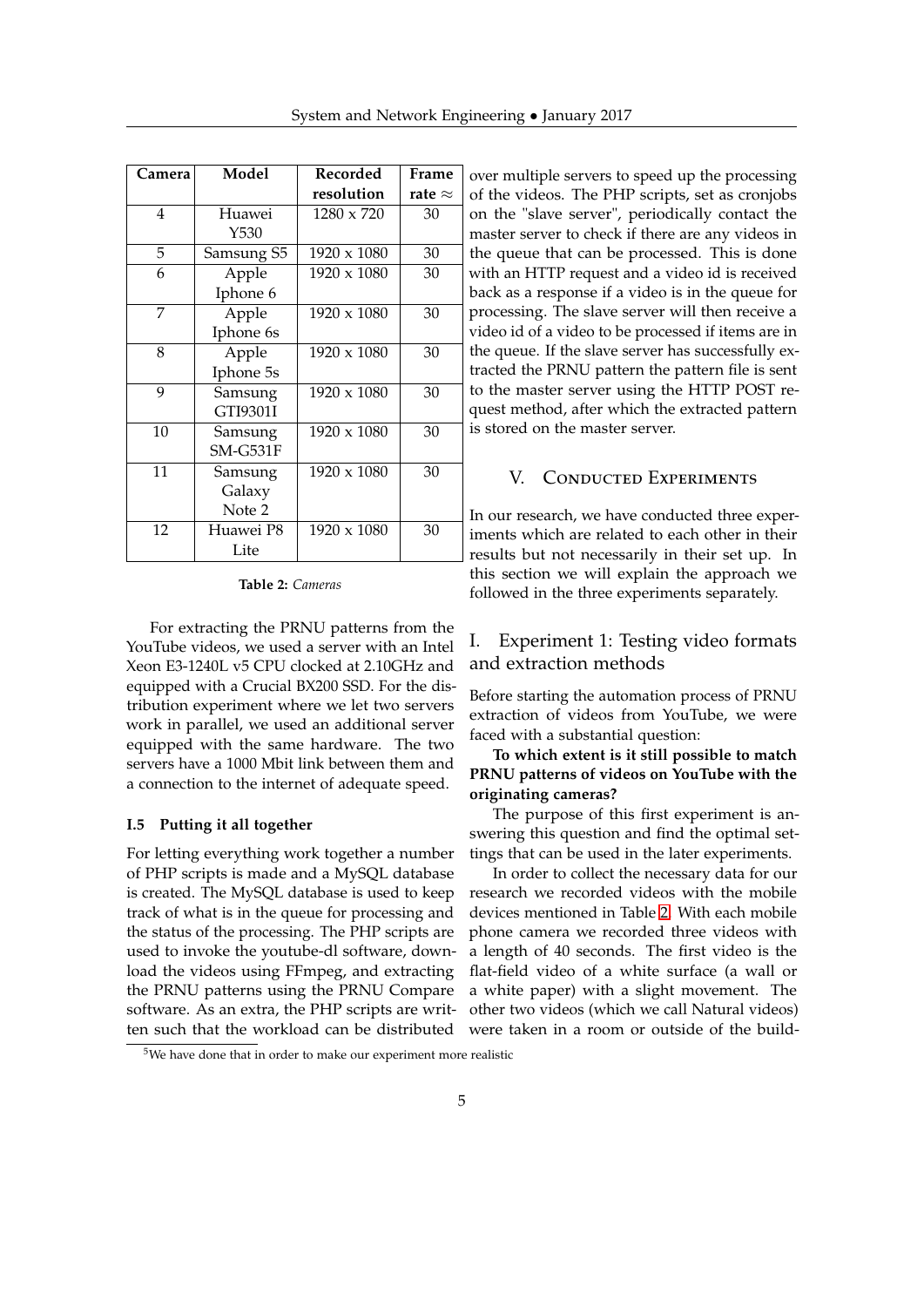| Camera | Model | Recorded resolution | Frame rate ≈ |
|---|---|---|---|
| 4 | Huawei Y530 | 1280 x 720 | 30 |
| 5 | Samsung S5 | 1920 x 1080 | 30 |
| 6 | Apple Iphone 6 | 1920 x 1080 | 30 |
| 7 | Apple Iphone 6s | 1920 x 1080 | 30 |
| 8 | Apple Iphone 5s | 1920 x 1080 | 30 |
| 9 | Samsung GTI9301I | 1920 x 1080 | 30 |
| 10 | Samsung SM-G531F | 1920 x 1080 | 30 |
| 11 | Samsung Galaxy Note 2 | 1920 x 1080 | 30 |
| 12 | Huawei P8 Lite | 1920 x 1080 | 30 |

**Table 2:** *Cameras*

For extracting the PRNU patterns from the YouTube videos, we used a server with an Intel Xeon E3-1240L v5 CPU clocked at 2.10GHz and equipped with a Crucial BX200 SSD. For the distribution experiment where we let two servers work in parallel, we used an additional server equipped with the same hardware. The two servers have a 1000 Mbit link between them and a connection to the internet of adequate speed.

#### I.5 Putting it all together

For letting everything work together a number of PHP scripts is made and a MySQL database is created. The MySQL database is used to keep track of what is in the queue for processing and the status of the processing. The PHP scripts are used to invoke the youtube-dl software, download the videos using FFmpeg, and extracting the PRNU patterns using the PRNU Compare software. As an extra, the PHP scripts are written such that the workload can be distributed over multiple servers to speed up the processing of the videos. The PHP scripts, set as cronjobs on the "slave server", periodically contact the master server to check if there are any videos in the queue that can be processed. This is done with an HTTP request and a video id is received back as a response if a video is in the queue for processing. The slave server will then receive a video id of a video to be processed if items are in the queue. If the slave server has successfully extracted the PRNU pattern the pattern file is sent to the master server using the HTTP POST request method, after which the extracted pattern is stored on the master server.

## V. Conducted Experiments

In our research, we have conducted three experiments which are related to each other in their results but not necessarily in their set up. In this section we will explain the approach we followed in the three experiments separately.

### I. Experiment 1: Testing video formats and extraction methods

Before starting the automation process of PRNU extraction of videos from YouTube, we were faced with a substantial question:

**To which extent is it still possible to match PRNU patterns of videos on YouTube with the originating cameras?**

The purpose of this first experiment is answering this question and find the optimal settings that can be used in the later experiments.

In order to collect the necessary data for our research we recorded videos with the mobile devices mentioned in Table 2. With each mobile phone camera we recorded three videos with a length of 40 seconds. The first video is the flat-field video of a white surface (a wall or a white paper) with a slight movement. The other two videos (which we call Natural videos) were taken in a room or outside of the build-

[5] We have done that in order to make our experiment more realistic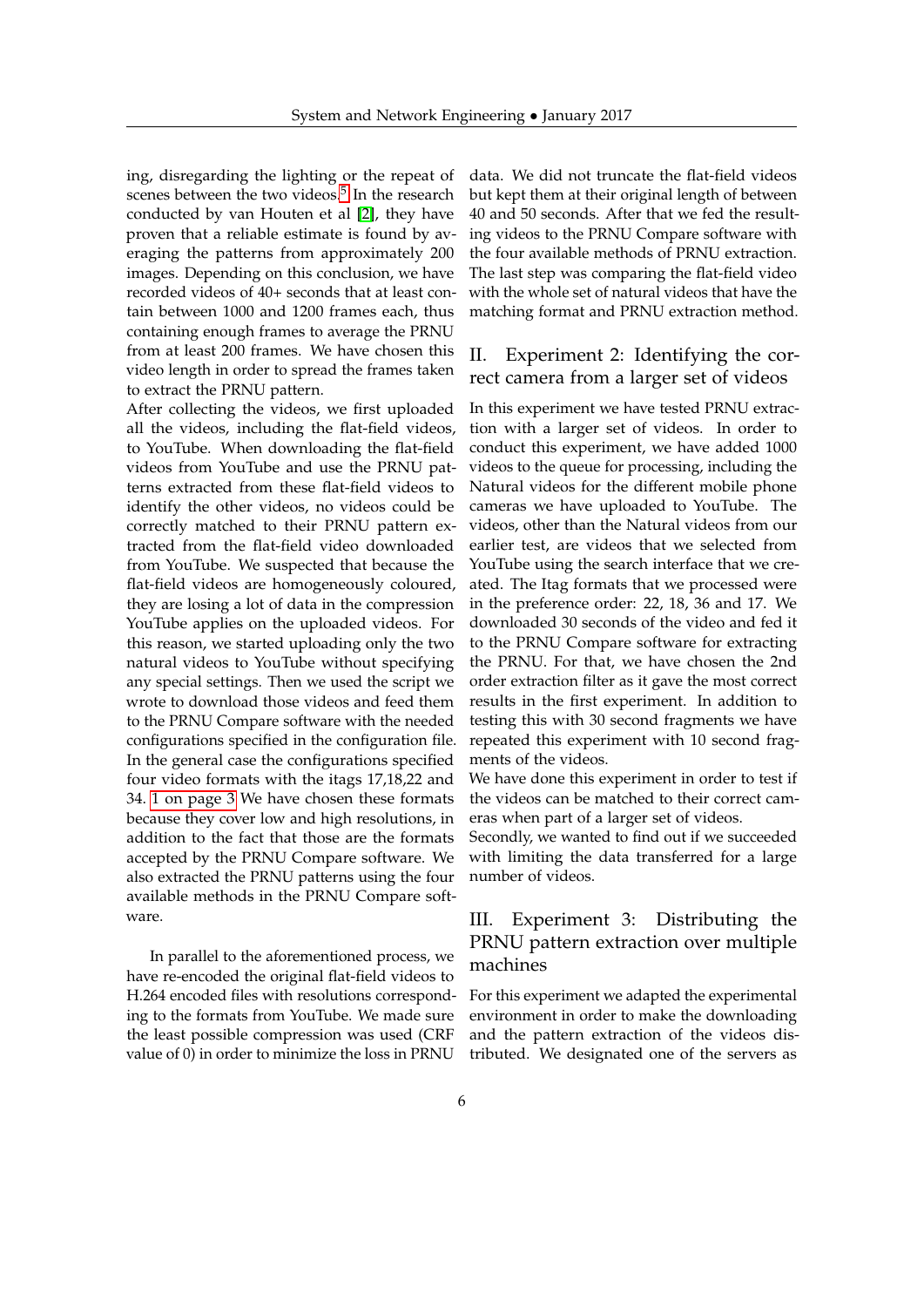ing, disregarding the lighting or the repeat of scenes between the two videos.[5] In the research conducted by van Houten et al [2], they have proven that a reliable estimate is found by averaging the patterns from approximately 200 images. Depending on this conclusion, we have recorded videos of 40+ seconds that at least contain between 1000 and 1200 frames each, thus containing enough frames to average the PRNU from at least 200 frames. We have chosen this video length in order to spread the frames taken to extract the PRNU pattern.

After collecting the videos, we first uploaded all the videos, including the flat-field videos, to YouTube. When downloading the flat-field videos from YouTube and use the PRNU patterns extracted from these flat-field videos to identify the other videos, no videos could be correctly matched to their PRNU pattern extracted from the flat-field video downloaded from YouTube. We suspected that because the flat-field videos are homogeneously coloured, they are losing a lot of data in the compression YouTube applies on the uploaded videos. For this reason, we started uploading only the two natural videos to YouTube without specifying any special settings. Then we used the script we wrote to download those videos and feed them to the PRNU Compare software with the needed configurations specified in the configuration file. In the general case the configurations specified four video formats with the itags 17,18,22 and 34. 1 on page 3 We have chosen these formats because they cover low and high resolutions, in addition to the fact that those are the formats accepted by the PRNU Compare software. We also extracted the PRNU patterns using the four available methods in the PRNU Compare software.

In parallel to the aforementioned process, we have re-encoded the original flat-field videos to H.264 encoded files with resolutions corresponding to the formats from YouTube. We made sure the least possible compression was used (CRF value of 0) in order to minimize the loss in PRNU data. We did not truncate the flat-field videos but kept them at their original length of between 40 and 50 seconds. After that we fed the resulting videos to the PRNU Compare software with the four available methods of PRNU extraction. The last step was comparing the flat-field video with the whole set of natural videos that have the matching format and PRNU extraction method.

## II. Experiment 2: Identifying the correct camera from a larger set of videos

In this experiment we have tested PRNU extraction with a larger set of videos. In order to conduct this experiment, we have added 1000 videos to the queue for processing, including the Natural videos for the different mobile phone cameras we have uploaded to YouTube. The videos, other than the Natural videos from our earlier test, are videos that we selected from YouTube using the search interface that we created. The Itag formats that we processed were in the preference order: 22, 18, 36 and 17. We downloaded 30 seconds of the video and fed it to the PRNU Compare software for extracting the PRNU. For that, we have chosen the 2nd order extraction filter as it gave the most correct results in the first experiment. In addition to testing this with 30 second fragments we have repeated this experiment with 10 second fragments of the videos.

We have done this experiment in order to test if the videos can be matched to their correct cameras when part of a larger set of videos.

Secondly, we wanted to find out if we succeeded with limiting the data transferred for a large number of videos.

## III. Experiment 3: Distributing the PRNU pattern extraction over multiple machines

For this experiment we adapted the experimental environment in order to make the downloading and the pattern extraction of the videos distributed. We designated one of the servers as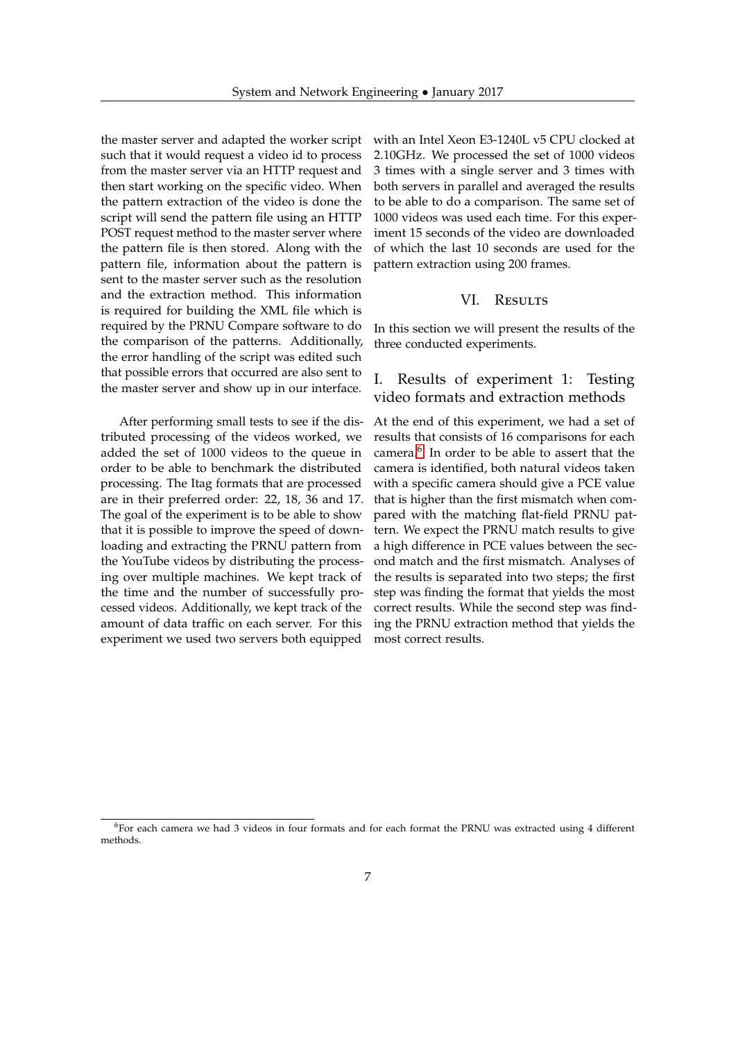the master server and adapted the worker script such that it would request a video id to process from the master server via an HTTP request and then start working on the specific video. When the pattern extraction of the video is done the script will send the pattern file using an HTTP POST request method to the master server where the pattern file is then stored. Along with the pattern file, information about the pattern is sent to the master server such as the resolution and the extraction method. This information is required for building the XML file which is required by the PRNU Compare software to do the comparison of the patterns. Additionally, the error handling of the script was edited such that possible errors that occurred are also sent to the master server and show up in our interface.

After performing small tests to see if the distributed processing of the videos worked, we added the set of 1000 videos to the queue in order to be able to benchmark the distributed processing. The Itag formats that are processed are in their preferred order: 22, 18, 36 and 17. The goal of the experiment is to be able to show that it is possible to improve the speed of downloading and extracting the PRNU pattern from the YouTube videos by distributing the processing over multiple machines. We kept track of the time and the number of successfully processed videos. Additionally, we kept track of the amount of data traffic on each server. For this experiment we used two servers both equipped with an Intel Xeon E3-1240L v5 CPU clocked at 2.10GHz. We processed the set of 1000 videos 3 times with a single server and 3 times with both servers in parallel and averaged the results to be able to do a comparison. The same set of 1000 videos was used each time. For this experiment 15 seconds of the video are downloaded of which the last 10 seconds are used for the pattern extraction using 200 frames.

# VI. Results

In this section we will present the results of the three conducted experiments.

## I. Results of experiment 1: Testing video formats and extraction methods

At the end of this experiment, we had a set of results that consists of 16 comparisons for each camera.[6] In order to be able to assert that the camera is identified, both natural videos taken with a specific camera should give a PCE value that is higher than the first mismatch when compared with the matching flat-field PRNU pattern. We expect the PRNU match results to give a high difference in PCE values between the second match and the first mismatch. Analyses of the results is separated into two steps; the first step was finding the format that yields the most correct results. While the second step was finding the PRNU extraction method that yields the most correct results.

[6] For each camera we had 3 videos in four formats and for each format the PRNU was extracted using 4 different methods.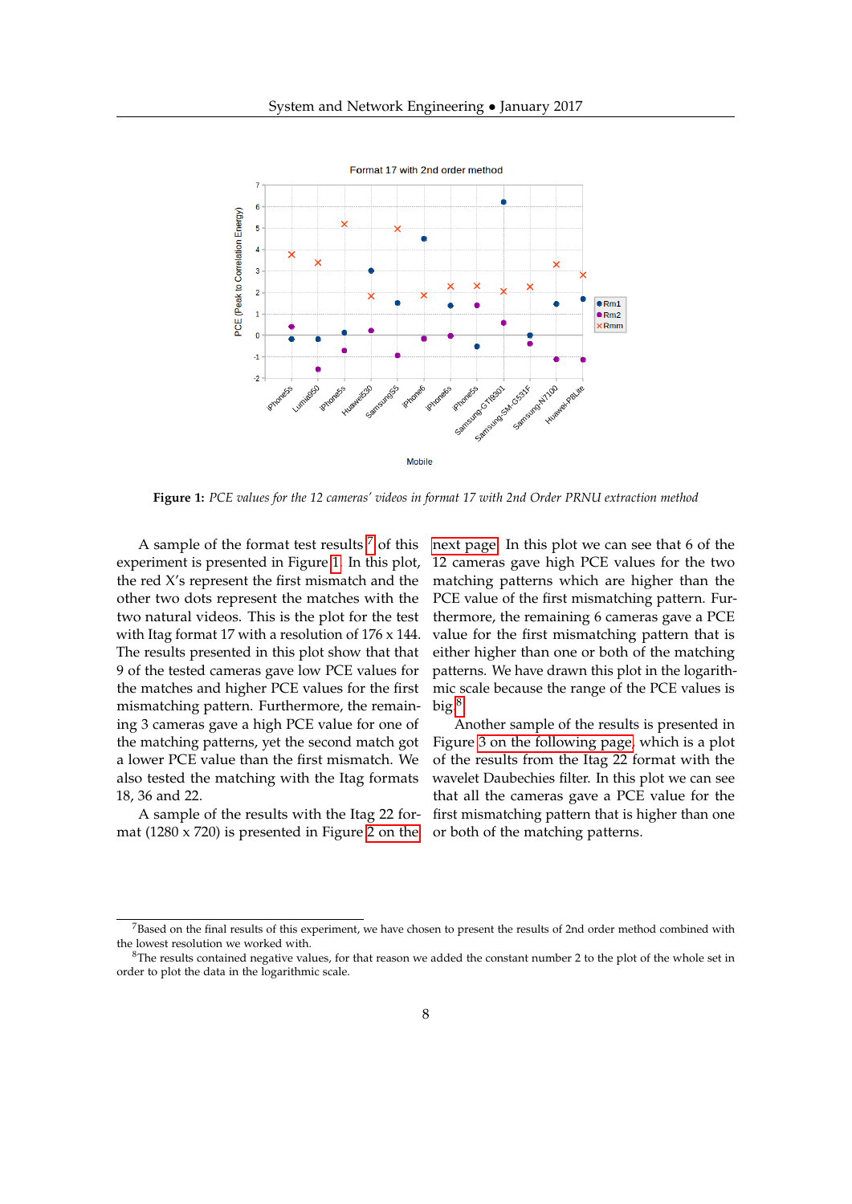Figure 1: *PCE values for the 12 cameras' videos in format 17 with 2nd Order PRNU extraction method*

A sample of the format test results[7] of this experiment is presented in Figure 1. In this plot, the red X's represent the first mismatch and the other two dots represent the matches with the two natural videos. This is the plot for the test with Itag format 17 with a resolution of 176 x 144. The results presented in this plot show that that 9 of the tested cameras gave low PCE values for the matches and higher PCE values for the first mismatching pattern. Furthermore, the remaining 3 cameras gave a high PCE value for one of the matching patterns, yet the second match got a lower PCE value than the first mismatch. We also tested the matching with the Itag formats 18, 36 and 22.

A sample of the results with the Itag 22 format (1280 x 720) is presented in Figure 2 on the next page. In this plot we can see that 6 of the 12 cameras gave high PCE values for the two matching patterns which are higher than the PCE value of the first mismatching pattern. Furthermore, the remaining 6 cameras gave a PCE value for the first mismatching pattern that is either higher than one or both of the matching patterns. We have drawn this plot in the logarithmic scale because the range of the PCE values is big.[8]

Another sample of the results is presented in Figure 3 on the following page, which is a plot of the results from the Itag 22 format with the wavelet Daubechies filter. In this plot we can see that all the cameras gave a PCE value for the first mismatching pattern that is higher than one or both of the matching patterns.

[7] Based on the final results of this experiment, we have chosen to present the results of 2nd order method combined with the lowest resolution we worked with.

[8] The results contained negative values, for that reason we added the constant number 2 to the plot of the whole set in order to plot the data in the logarithmic scale.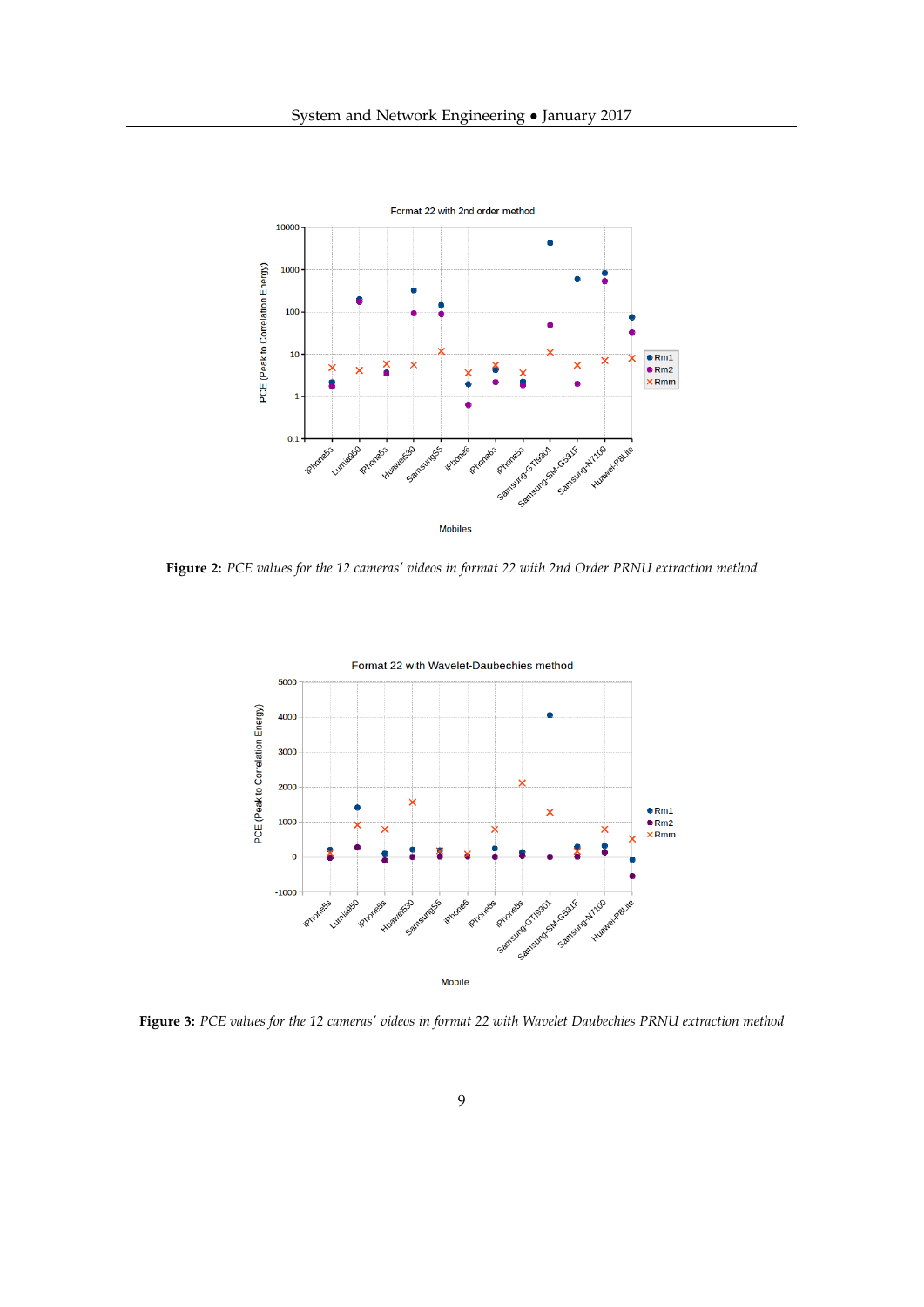**Figure 2:** *PCE values for the 12 cameras' videos in format 22 with 2nd Order PRNU extraction method*

**Figure 3:** *PCE values for the 12 cameras' videos in format 22 with Wavelet Daubechies PRNU extraction method*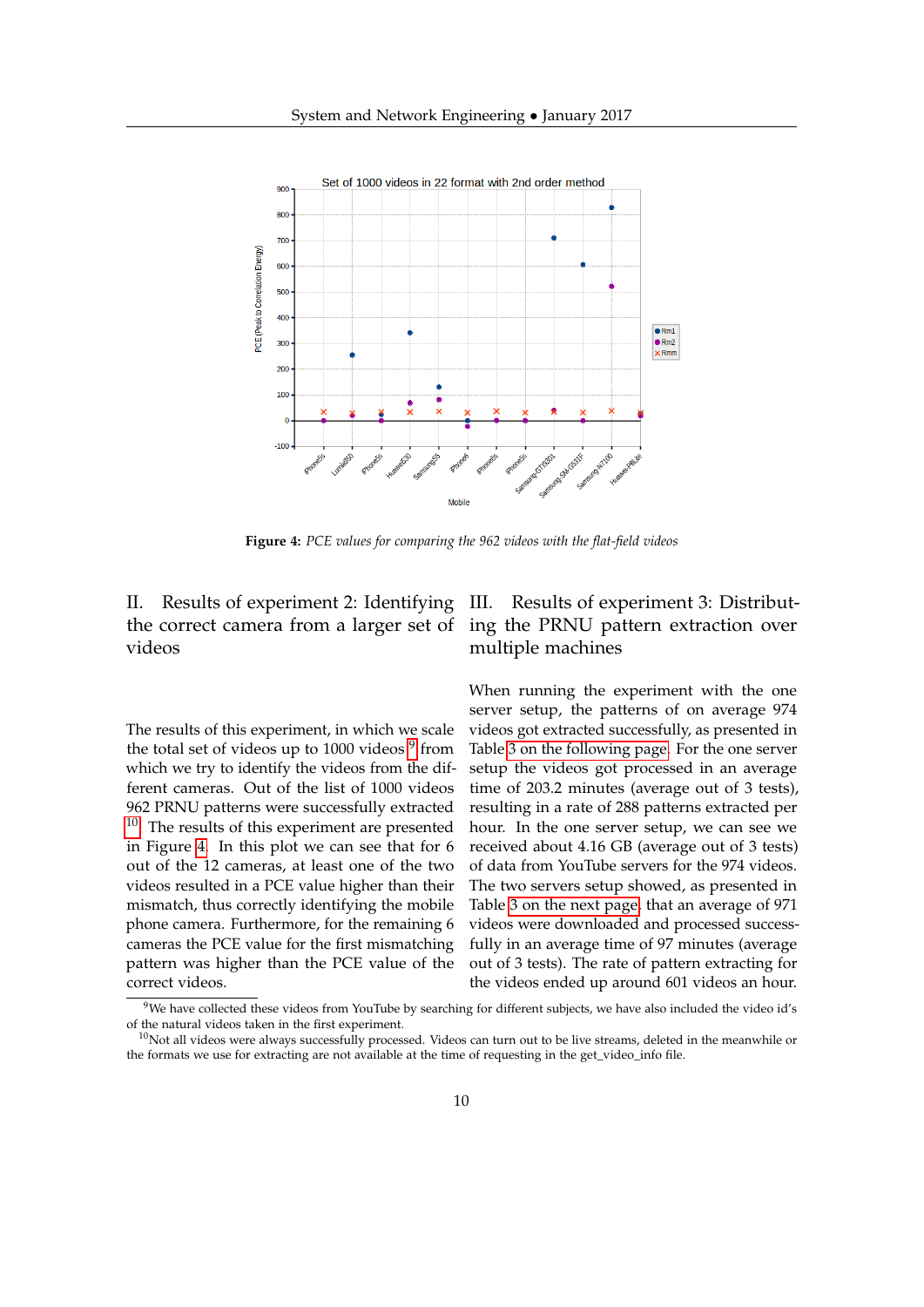Figure 4: *PCE values for comparing the 962 videos with the flat-field videos*

## II. Results of experiment 2: Identifying the correct camera from a larger set of videos

The results of this experiment, in which we scale the total set of videos up to 1000 videos [9] from which we try to identify the videos from the different cameras. Out of the list of 1000 videos 962 PRNU patterns were successfully extracted [10]. The results of this experiment are presented in Figure 4. In this plot we can see that for 6 out of the 12 cameras, at least one of the two videos resulted in a PCE value higher than their mismatch, thus correctly identifying the mobile phone camera. Furthermore, for the remaining 6 cameras the PCE value for the first mismatching pattern was higher than the PCE value of the correct videos.

## III. Results of experiment 3: Distributing the PRNU pattern extraction over multiple machines

When running the experiment with the one server setup, the patterns of on average 974 videos got extracted successfully, as presented in Table 3 on the following page. For the one server setup the videos got processed in an average time of 203.2 minutes (average out of 3 tests), resulting in a rate of 288 patterns extracted per hour. In the one server setup, we can see we received about 4.16 GB (average out of 3 tests) of data from YouTube servers for the 974 videos. The two servers setup showed, as presented in Table 3 on the next page, that an average of 971 videos were downloaded and processed successfully in an average time of 97 minutes (average out of 3 tests). The rate of pattern extracting for the videos ended up around 601 videos an hour.

[9] We have collected these videos from YouTube by searching for different subjects, we have also included the video id's of the natural videos taken in the first experiment.

[10] Not all videos were always successfully processed. Videos can turn out to be live streams, deleted in the meanwhile or the formats we use for extracting are not available at the time of requesting in the get_video_info file.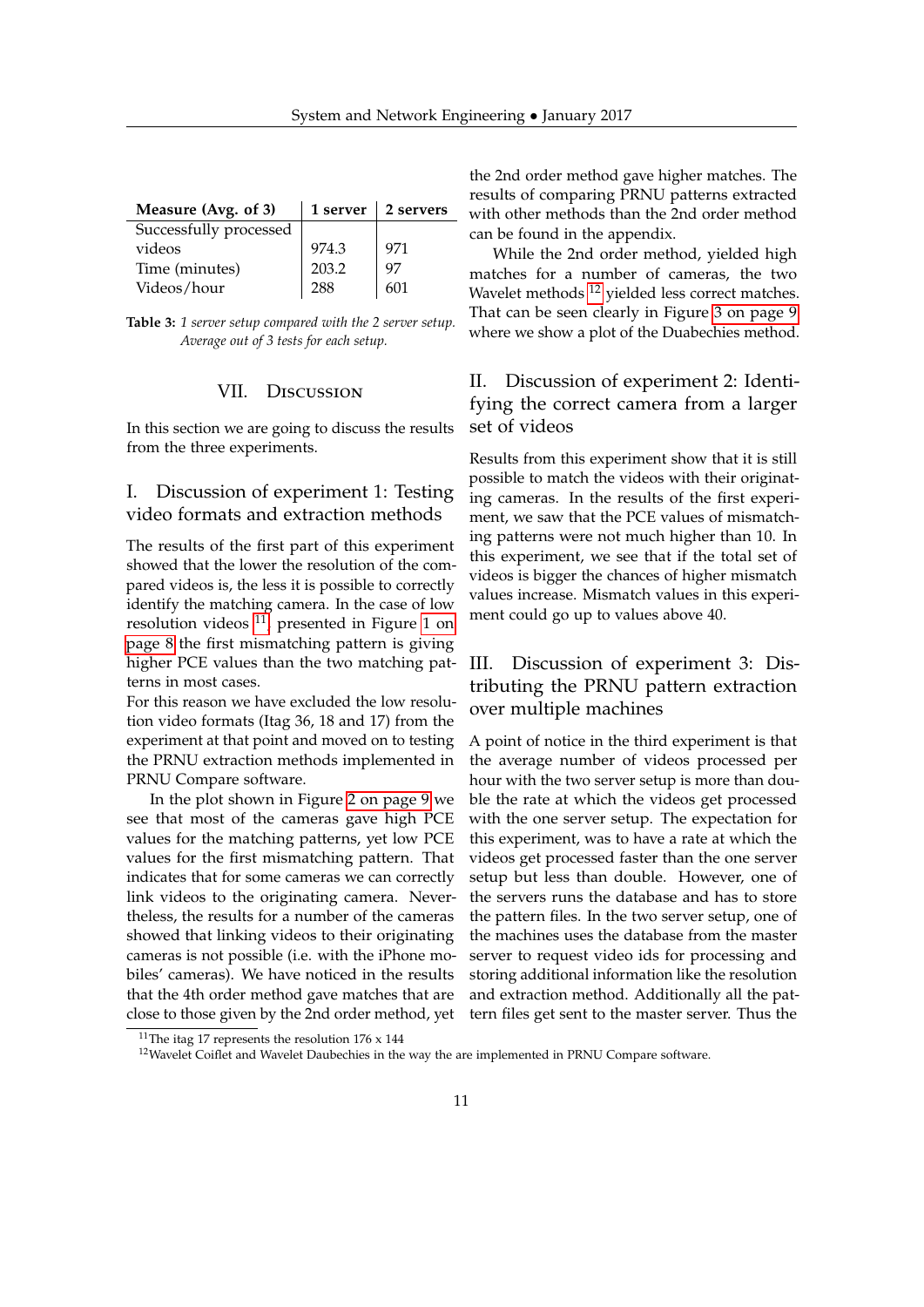| Measure (Avg. of 3) | 1 server | 2 servers |
|---|---|---|
| Successfully processed videos | 974.3 | 971 |
| Time (minutes) | 203.2 | 97 |
| Videos/hour | 288 | 601 |

**Table 3:** *1 server setup compared with the 2 server setup. Average out of 3 tests for each setup.*

## VII. Discussion

In this section we are going to discuss the results from the three experiments.

### I. Discussion of experiment 1: Testing video formats and extraction methods

The results of the first part of this experiment showed that the lower the resolution of the compared videos is, the less it is possible to correctly identify the matching camera. In the case of low resolution videos [11], presented in Figure 1 on page 8 the first mismatching pattern is giving higher PCE values than the two matching patterns in most cases.
For this reason we have excluded the low resolution video formats (Itag 36, 18 and 17) from the experiment at that point and moved on to testing the PRNU extraction methods implemented in PRNU Compare software.

In the plot shown in Figure 2 on page 9 we see that most of the cameras gave high PCE values for the matching patterns, yet low PCE values for the first mismatching pattern. That indicates that for some cameras we can correctly link videos to the originating camera. Nevertheless, the results for a number of the cameras showed that linking videos to their originating cameras is not possible (i.e. with the iPhone mobiles' cameras). We have noticed in the results that the 4th order method gave matches that are close to those given by the 2nd order method, yet the 2nd order method gave higher matches. The results of comparing PRNU patterns extracted with other methods than the 2nd order method can be found in the appendix.

While the 2nd order method, yielded high matches for a number of cameras, the two Wavelet methods [12] yielded less correct matches. That can be seen clearly in Figure 3 on page 9 where we show a plot of the Duabechies method.

### II. Discussion of experiment 2: Identifying the correct camera from a larger set of videos

Results from this experiment show that it is still possible to match the videos with their originating cameras. In the results of the first experiment, we saw that the PCE values of mismatching patterns were not much higher than 10. In this experiment, we see that if the total set of videos is bigger the chances of higher mismatch values increase. Mismatch values in this experiment could go up to values above 40.

### III. Discussion of experiment 3: Distributing the PRNU pattern extraction over multiple machines

A point of notice in the third experiment is that the average number of videos processed per hour with the two server setup is more than double the rate at which the videos get processed with the one server setup. The expectation for this experiment, was to have a rate at which the videos get processed faster than the one server setup but less than double. However, one of the servers runs the database and has to store the pattern files. In the two server setup, one of the machines uses the database from the master server to request video ids for processing and storing additional information like the resolution and extraction method. Additionally all the pattern files get sent to the master server. Thus the

[11] The itag 17 represents the resolution 176 x 144

[12] Wavelet Coiflet and Wavelet Daubechies in the way the are implemented in PRNU Compare software.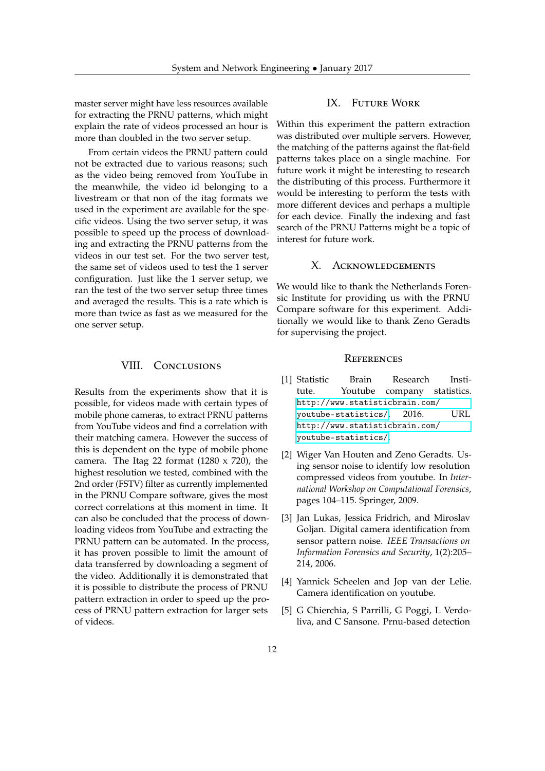master server might have less resources available for extracting the PRNU patterns, which might explain the rate of videos processed an hour is more than doubled in the two server setup.

From certain videos the PRNU pattern could not be extracted due to various reasons; such as the video being removed from YouTube in the meanwhile, the video id belonging to a livestream or that non of the itag formats we used in the experiment are available for the specific videos. Using the two server setup, it was possible to speed up the process of downloading and extracting the PRNU patterns from the videos in our test set. For the two server test, the same set of videos used to test the 1 server configuration. Just like the 1 server setup, we ran the test of the two server setup three times and averaged the results. This is a rate which is more than twice as fast as we measured for the one server setup.

## VIII. Conclusions

Results from the experiments show that it is possible, for videos made with certain types of mobile phone cameras, to extract PRNU patterns from YouTube videos and find a correlation with their matching camera. However the success of this is dependent on the type of mobile phone camera. The Itag 22 format (1280 x 720), the highest resolution we tested, combined with the 2nd order (FSTV) filter as currently implemented in the PRNU Compare software, gives the most correct correlations at this moment in time. It can also be concluded that the process of downloading videos from YouTube and extracting the PRNU pattern can be automated. In the process, it has proven possible to limit the amount of data transferred by downloading a segment of the video. Additionally it is demonstrated that it is possible to distribute the process of PRNU pattern extraction in order to speed up the process of PRNU pattern extraction for larger sets of videos.

## IX. Future Work

Within this experiment the pattern extraction was distributed over multiple servers. However, the matching of the patterns against the flat-field patterns takes place on a single machine. For future work it might be interesting to research the distributing of this process. Furthermore it would be interesting to perform the tests with more different devices and perhaps a multiple for each device. Finally the indexing and fast search of the PRNU Patterns might be a topic of interest for future work.

## X. Acknowledgements

We would like to thank the Netherlands Forensic Institute for providing us with the PRNU Compare software for this experiment. Additionally we would like to thank Zeno Geradts for supervising the project.

## References

[1] Statistic Brain Research Institute. Youtube company statistics. http://www.statisticbrain.com/youtube-statistics/. 2016. URL http://www.statisticbrain.com/youtube-statistics/.

[2] Wiger Van Houten and Zeno Geradts. Using sensor noise to identify low resolution compressed videos from youtube. In *International Workshop on Computational Forensics*, pages 104–115. Springer, 2009.

[3] Jan Lukas, Jessica Fridrich, and Miroslav Goljan. Digital camera identification from sensor pattern noise. *IEEE Transactions on Information Forensics and Security*, 1(2):205–214, 2006.

[4] Yannick Scheelen and Jop van der Lelie. Camera identification on youtube.

[5] G Chierchia, S Parrilli, G Poggi, L Verdoliva, and C Sansone. Prnu-based detection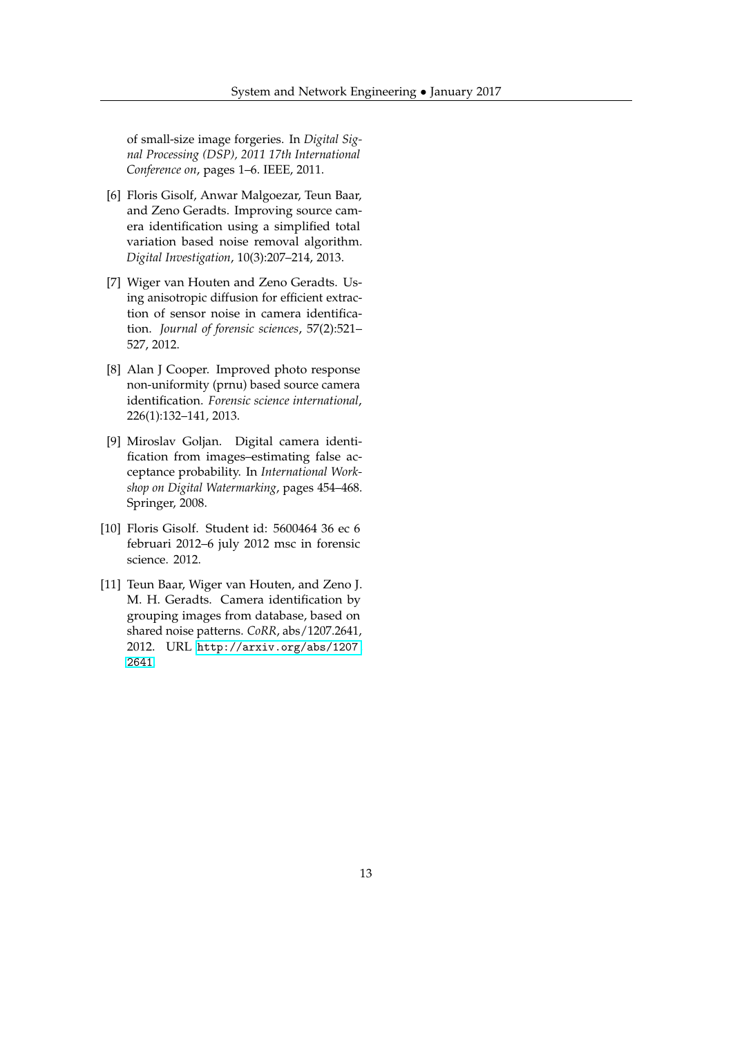of small-size image forgeries. In *Digital Signal Processing (DSP), 2011 17th International Conference on*, pages 1–6. IEEE, 2011.

[6] Floris Gisolf, Anwar Malgoezar, Teun Baar, and Zeno Geradts. Improving source camera identification using a simplified total variation based noise removal algorithm. *Digital Investigation*, 10(3):207–214, 2013.

[7] Wiger van Houten and Zeno Geradts. Using anisotropic diffusion for efficient extraction of sensor noise in camera identification. *Journal of forensic sciences*, 57(2):521–527, 2012.

[8] Alan J Cooper. Improved photo response non-uniformity (prnu) based source camera identification. *Forensic science international*, 226(1):132–141, 2013.

[9] Miroslav Goljan. Digital camera identification from images–estimating false acceptance probability. In *International Workshop on Digital Watermarking*, pages 454–468. Springer, 2008.

[10] Floris Gisolf. Student id: 5600464 36 ec 6 februari 2012–6 july 2012 msc in forensic science. 2012.

[11] Teun Baar, Wiger van Houten, and Zeno J. M. H. Geradts. Camera identification by grouping images from database, based on shared noise patterns. *CoRR*, abs/1207.2641, 2012. URL `http://arxiv.org/abs/1207.2641`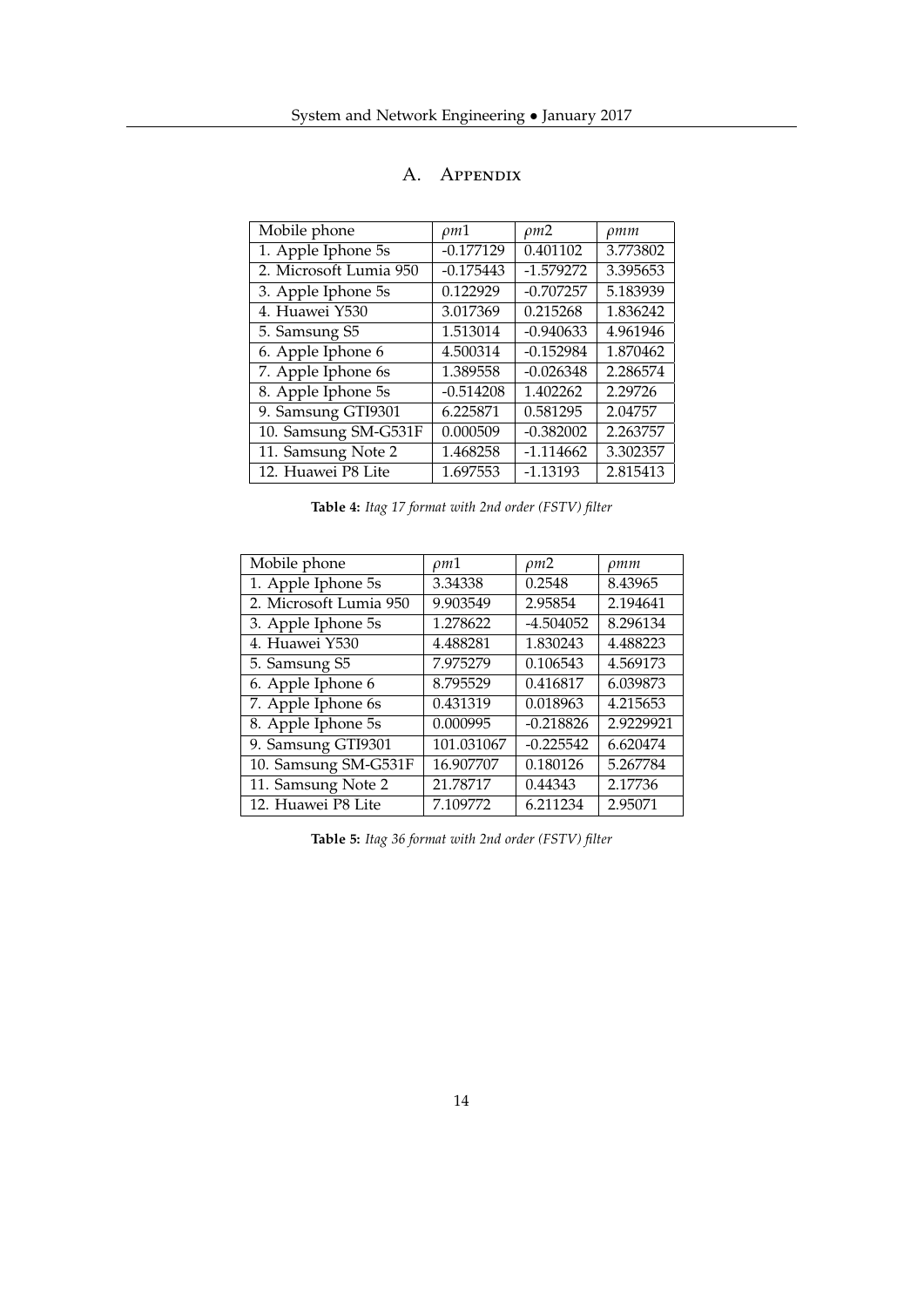# A. Appendix

| Mobile phone | $\rho m1$ | $\rho m2$ | $\rho mm$ |
|---|---|---|---|
| 1. Apple Iphone 5s | -0.177129 | 0.401102 | 3.773802 |
| 2. Microsoft Lumia 950 | -0.175443 | -1.579272 | 3.395653 |
| 3. Apple Iphone 5s | 0.122929 | -0.707257 | 5.183939 |
| 4. Huawei Y530 | 3.017369 | 0.215268 | 1.836242 |
| 5. Samsung S5 | 1.513014 | -0.940633 | 4.961946 |
| 6. Apple Iphone 6 | 4.500314 | -0.152984 | 1.870462 |
| 7. Apple Iphone 6s | 1.389558 | -0.026348 | 2.286574 |
| 8. Apple Iphone 5s | -0.514208 | 1.402262 | 2.29726 |
| 9. Samsung GTI9301 | 6.225871 | 0.581295 | 2.04757 |
| 10. Samsung SM-G531F | 0.000509 | -0.382002 | 2.263757 |
| 11. Samsung Note 2 | 1.468258 | -1.114662 | 3.302357 |
| 12. Huawei P8 Lite | 1.697553 | -1.13193 | 2.815413 |

**Table 4:** *Itag 17 format with 2nd order (FSTV) filter*

| Mobile phone | $\rho m1$ | $\rho m2$ | $\rho mm$ |
|---|---|---|---|
| 1. Apple Iphone 5s | 3.34338 | 0.2548 | 8.43965 |
| 2. Microsoft Lumia 950 | 9.903549 | 2.95854 | 2.194641 |
| 3. Apple Iphone 5s | 1.278622 | -4.504052 | 8.296134 |
| 4. Huawei Y530 | 4.488281 | 1.830243 | 4.488223 |
| 5. Samsung S5 | 7.975279 | 0.106543 | 4.569173 |
| 6. Apple Iphone 6 | 8.795529 | 0.416817 | 6.039873 |
| 7. Apple Iphone 6s | 0.431319 | 0.018963 | 4.215653 |
| 8. Apple Iphone 5s | 0.000995 | -0.218826 | 2.9229921 |
| 9. Samsung GTI9301 | 101.031067 | -0.225542 | 6.620474 |
| 10. Samsung SM-G531F | 16.907707 | 0.180126 | 5.267784 |
| 11. Samsung Note 2 | 21.78717 | 0.44343 | 2.17736 |
| 12. Huawei P8 Lite | 7.109772 | 6.211234 | 2.95071 |

**Table 5:** *Itag 36 format with 2nd order (FSTV) filter*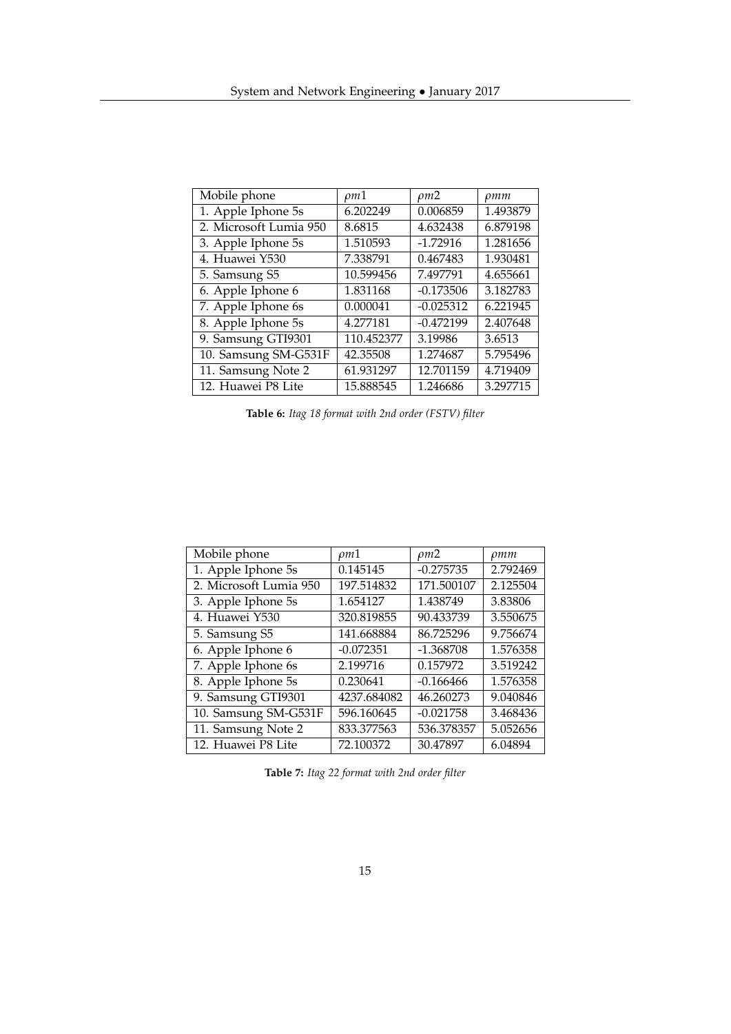| Mobile phone | $\rho m1$ | $\rho m2$ | $\rho mm$ |
|---|---|---|---|
| 1. Apple Iphone 5s | 6.202249 | 0.006859 | 1.493879 |
| 2. Microsoft Lumia 950 | 8.6815 | 4.632438 | 6.879198 |
| 3. Apple Iphone 5s | 1.510593 | -1.72916 | 1.281656 |
| 4. Huawei Y530 | 7.338791 | 0.467483 | 1.930481 |
| 5. Samsung S5 | 10.599456 | 7.497791 | 4.655661 |
| 6. Apple Iphone 6 | 1.831168 | -0.173506 | 3.182783 |
| 7. Apple Iphone 6s | 0.000041 | -0.025312 | 6.221945 |
| 8. Apple Iphone 5s | 4.277181 | -0.472199 | 2.407648 |
| 9. Samsung GTI9301 | 110.452377 | 3.19986 | 3.6513 |
| 10. Samsung SM-G531F | 42.35508 | 1.274687 | 5.795496 |
| 11. Samsung Note 2 | 61.931297 | 12.701159 | 4.719409 |
| 12. Huawei P8 Lite | 15.888545 | 1.246686 | 3.297715 |

**Table 6:** *Itag 18 format with 2nd order (FSTV) filter*

| Mobile phone | $\rho m1$ | $\rho m2$ | $\rho mm$ |
|---|---|---|---|
| 1. Apple Iphone 5s | 0.145145 | -0.275735 | 2.792469 |
| 2. Microsoft Lumia 950 | 197.514832 | 171.500107 | 2.125504 |
| 3. Apple Iphone 5s | 1.654127 | 1.438749 | 3.83806 |
| 4. Huawei Y530 | 320.819855 | 90.433739 | 3.550675 |
| 5. Samsung S5 | 141.668884 | 86.725296 | 9.756674 |
| 6. Apple Iphone 6 | -0.072351 | -1.368708 | 1.576358 |
| 7. Apple Iphone 6s | 2.199716 | 0.157972 | 3.519242 |
| 8. Apple Iphone 5s | 0.230641 | -0.166466 | 1.576358 |
| 9. Samsung GTI9301 | 4237.684082 | 46.260273 | 9.040846 |
| 10. Samsung SM-G531F | 596.160645 | -0.021758 | 3.468436 |
| 11. Samsung Note 2 | 833.377563 | 536.378357 | 5.052656 |
| 12. Huawei P8 Lite | 72.100372 | 30.47897 | 6.04894 |

**Table 7:** *Itag 22 format with 2nd order filter*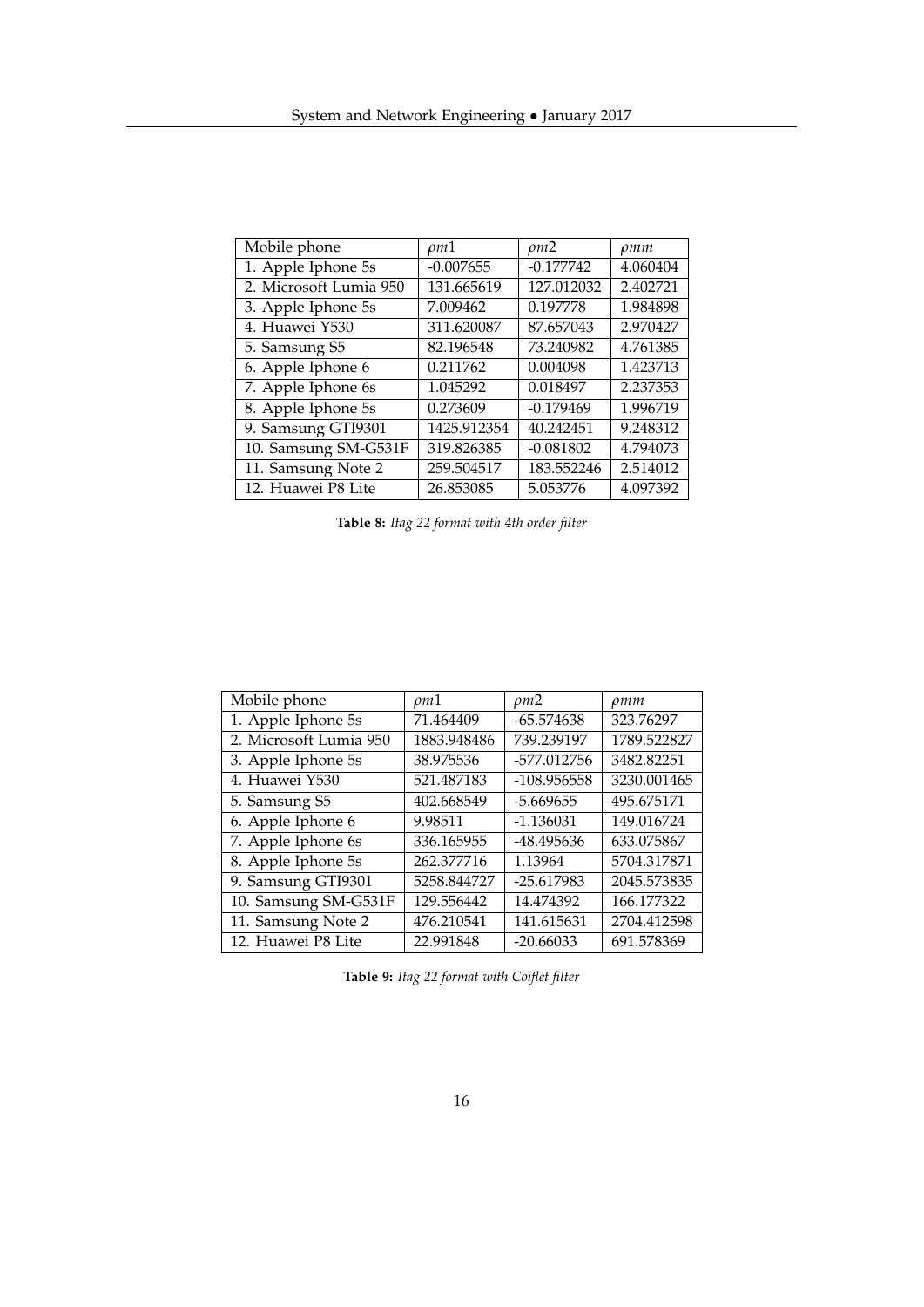| Mobile phone | $\rho m1$ | $\rho m2$ | $\rho mm$ |
|---|---|---|---|
| 1. Apple Iphone 5s | -0.007655 | -0.177742 | 4.060404 |
| 2. Microsoft Lumia 950 | 131.665619 | 127.012032 | 2.402721 |
| 3. Apple Iphone 5s | 7.009462 | 0.197778 | 1.984898 |
| 4. Huawei Y530 | 311.620087 | 87.657043 | 2.970427 |
| 5. Samsung S5 | 82.196548 | 73.240982 | 4.761385 |
| 6. Apple Iphone 6 | 0.211762 | 0.004098 | 1.423713 |
| 7. Apple Iphone 6s | 1.045292 | 0.018497 | 2.237353 |
| 8. Apple Iphone 5s | 0.273609 | -0.179469 | 1.996719 |
| 9. Samsung GTI9301 | 1425.912354 | 40.242451 | 9.248312 |
| 10. Samsung SM-G531F | 319.826385 | -0.081802 | 4.794073 |
| 11. Samsung Note 2 | 259.504517 | 183.552246 | 2.514012 |
| 12. Huawei P8 Lite | 26.853085 | 5.053776 | 4.097392 |

**Table 8:** *Itag 22 format with 4th order filter*

| Mobile phone | $\rho m1$ | $\rho m2$ | $\rho mm$ |
|---|---|---|---|
| 1. Apple Iphone 5s | 71.464409 | -65.574638 | 323.76297 |
| 2. Microsoft Lumia 950 | 1883.948486 | 739.239197 | 1789.522827 |
| 3. Apple Iphone 5s | 38.975536 | -577.012756 | 3482.82251 |
| 4. Huawei Y530 | 521.487183 | -108.956558 | 3230.001465 |
| 5. Samsung S5 | 402.668549 | -5.669655 | 495.675171 |
| 6. Apple Iphone 6 | 9.98511 | -1.136031 | 149.016724 |
| 7. Apple Iphone 6s | 336.165955 | -48.495636 | 633.075867 |
| 8. Apple Iphone 5s | 262.377716 | 1.13964 | 5704.317871 |
| 9. Samsung GTI9301 | 5258.844727 | -25.617983 | 2045.573835 |
| 10. Samsung SM-G531F | 129.556442 | 14.474392 | 166.177322 |
| 11. Samsung Note 2 | 476.210541 | 141.615631 | 2704.412598 |
| 12. Huawei P8 Lite | 22.991848 | -20.66033 | 691.578369 |

**Table 9:** *Itag 22 format with Coiflet filter*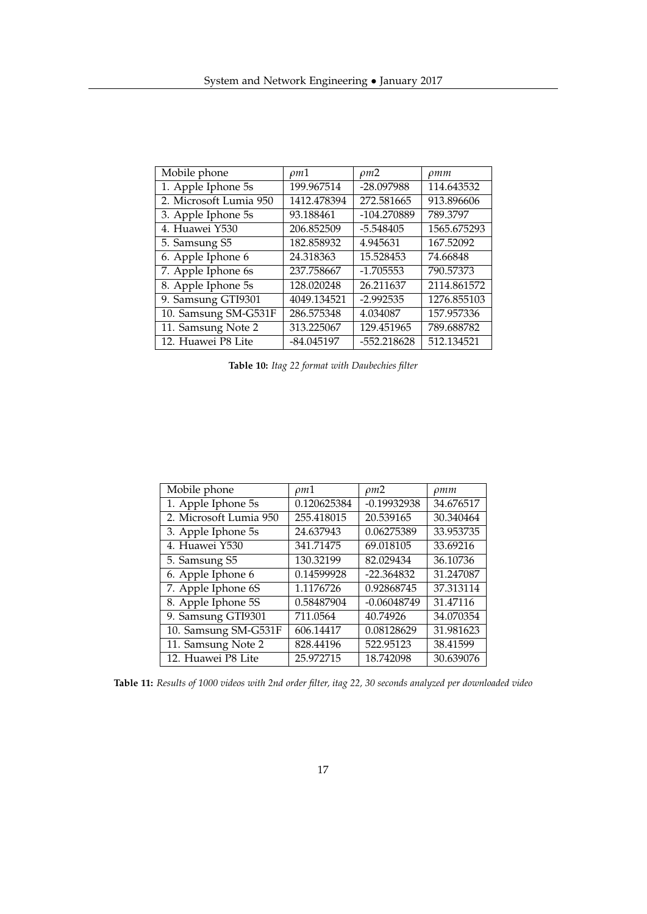| Mobile phone | $\rho m1$ | $\rho m2$ | $\rho mm$ |
| --- | --- | --- | --- |
| 1. Apple Iphone 5s | 199.967514 | -28.097988 | 114.643532 |
| 2. Microsoft Lumia 950 | 1412.478394 | 272.581665 | 913.896606 |
| 3. Apple Iphone 5s | 93.188461 | -104.270889 | 789.3797 |
| 4. Huawei Y530 | 206.852509 | -5.548405 | 1565.675293 |
| 5. Samsung S5 | 182.858932 | 4.945631 | 167.52092 |
| 6. Apple Iphone 6 | 24.318363 | 15.528453 | 74.66848 |
| 7. Apple Iphone 6s | 237.758667 | -1.705553 | 790.57373 |
| 8. Apple Iphone 5s | 128.020248 | 26.211637 | 2114.861572 |
| 9. Samsung GTI9301 | 4049.134521 | -2.992535 | 1276.855103 |
| 10. Samsung SM-G531F | 286.575348 | 4.034087 | 157.957336 |
| 11. Samsung Note 2 | 313.225067 | 129.451965 | 789.688782 |
| 12. Huawei P8 Lite | -84.045197 | -552.218628 | 512.134521 |

**Table 10:** *Itag 22 format with Daubechies filter*

| Mobile phone | $\rho m1$ | $\rho m2$ | $\rho mm$ |
| --- | --- | --- | --- |
| 1. Apple Iphone 5s | 0.120625384 | -0.19932938 | 34.676517 |
| 2. Microsoft Lumia 950 | 255.418015 | 20.539165 | 30.340464 |
| 3. Apple Iphone 5s | 24.637943 | 0.06275389 | 33.953735 |
| 4. Huawei Y530 | 341.71475 | 69.018105 | 33.69216 |
| 5. Samsung S5 | 130.32199 | 82.029434 | 36.10736 |
| 6. Apple Iphone 6 | 0.14599928 | -22.364832 | 31.247087 |
| 7. Apple Iphone 6S | 1.1176726 | 0.92868745 | 37.313114 |
| 8. Apple Iphone 5S | 0.58487904 | -0.06048749 | 31.47116 |
| 9. Samsung GTI9301 | 711.0564 | 40.74926 | 34.070354 |
| 10. Samsung SM-G531F | 606.14417 | 0.08128629 | 31.981623 |
| 11. Samsung Note 2 | 828.44196 | 522.95123 | 38.41599 |
| 12. Huawei P8 Lite | 25.972715 | 18.742098 | 30.639076 |

**Table 11:** *Results of 1000 videos with 2nd order filter, itag 22, 30 seconds analyzed per downloaded video*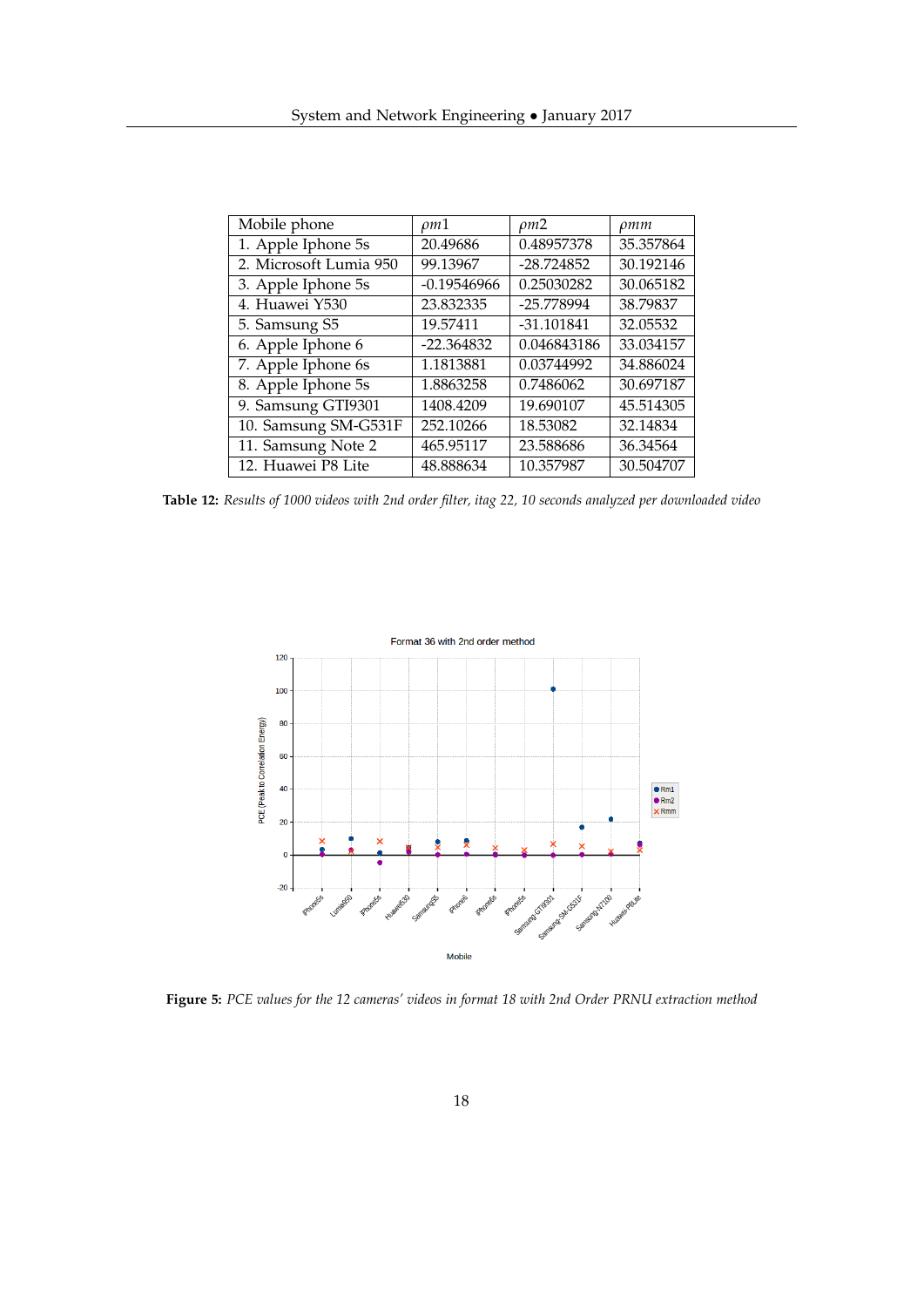| Mobile phone | $\rho m1$ | $\rho m2$ | $\rho mm$ |
|---|---|---|---|
| 1. Apple Iphone 5s | 20.49686 | 0.48957378 | 35.357864 |
| 2. Microsoft Lumia 950 | 99.13967 | -28.724852 | 30.192146 |
| 3. Apple Iphone 5s | -0.19546966 | 0.25030282 | 30.065182 |
| 4. Huawei Y530 | 23.832335 | -25.778994 | 38.79837 |
| 5. Samsung S5 | 19.57411 | -31.101841 | 32.05532 |
| 6. Apple Iphone 6 | -22.364832 | 0.046843186 | 33.034157 |
| 7. Apple Iphone 6s | 1.1813881 | 0.03744992 | 34.886024 |
| 8. Apple Iphone 5s | 1.8863258 | 0.7486062 | 30.697187 |
| 9. Samsung GTI9301 | 1408.4209 | 19.690107 | 45.514305 |
| 10. Samsung SM-G531F | 252.10266 | 18.53082 | 32.14834 |
| 11. Samsung Note 2 | 465.95117 | 23.588686 | 36.34564 |
| 12. Huawei P8 Lite | 48.888634 | 10.357987 | 30.504707 |

**Table 12:** *Results of 1000 videos with 2nd order filter, itag 22, 10 seconds analyzed per downloaded video*

**Figure 5:** *PCE values for the 12 cameras' videos in format 18 with 2nd Order PRNU extraction method*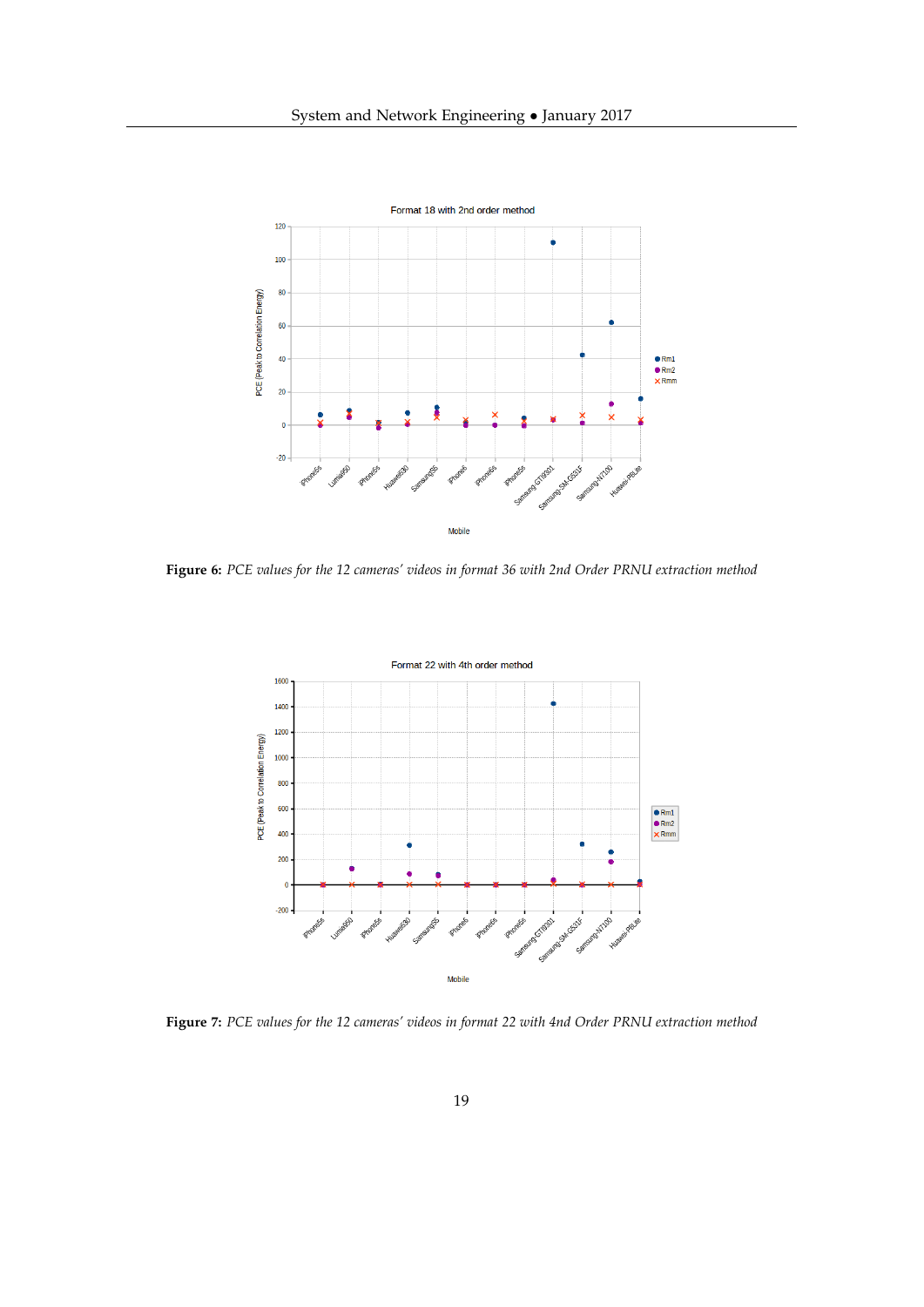**Figure 6:** *PCE values for the 12 cameras' videos in format 36 with 2nd Order PRNU extraction method*

**Figure 7:** *PCE values for the 12 cameras' videos in format 22 with 4nd Order PRNU extraction method*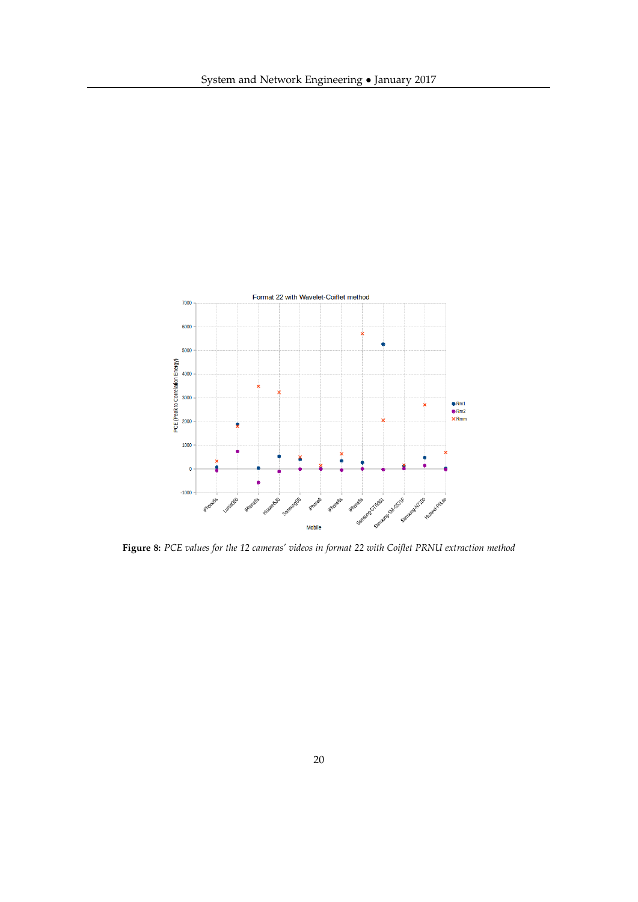Format 22 with Wavelet-Coiflet method

PCE (Peak to Correlation Energy)

7000
6000
5000
4000
3000
2000
1000
0
-1000

Rm1
Rm2
Rmm

iPhone5s
Lumia550
iPhone5s
HuaweiE30
SamsungS5
iPhone6
iPhone6s
iPhone5s
Samsung-GT-I9301
Samsung-SM-G531F
Samsung-N7100
Huawei-P9Lite

Mobile

**Figure 8:** *PCE values for the 12 cameras' videos in format 22 with Coiflet PRNU extraction method*